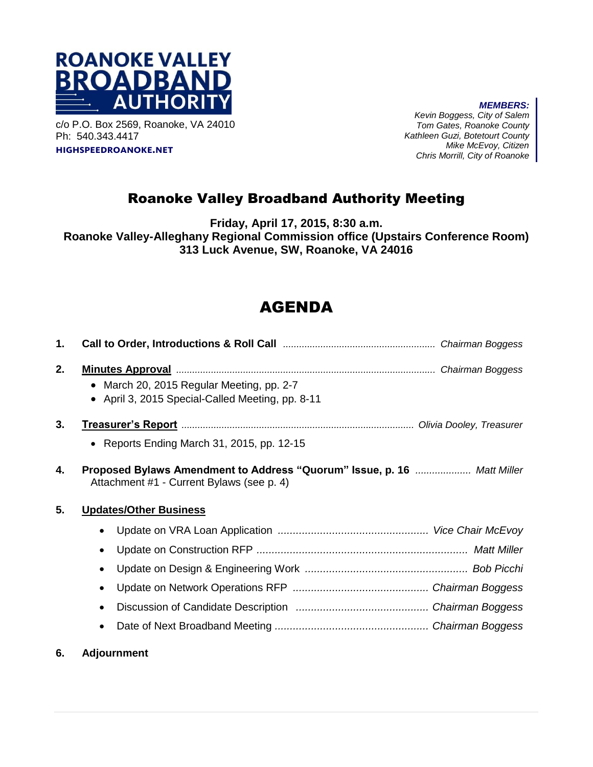**ROANOKE VALLEY BROADBAND AUTHORITY**

c/o P.O. Box 2569, Roanoke, VA 24010
Ph: 540.343.4417
**HIGHSPEEDROANOKE.NET**

***MEMBERS:***
*Kevin Boggess, City of Salem*
*Tom Gates, Roanoke County*
*Kathleen Guzi, Botetourt County*
*Mike McEvoy, Citizen*
*Chris Morrill, City of Roanoke*

# Roanoke Valley Broadband Authority Meeting

**Friday, April 17, 2015, 8:30 a.m.**
**Roanoke Valley-Alleghany Regional Commission office (Upstairs Conference Room)**
**313 Luck Avenue, SW, Roanoke, VA 24016**

# AGENDA

1. **Call to Order, Introductions & Roll Call** ........................................................ *Chairman Boggess*

2. **Minutes Approval** ................................................................................................ *Chairman Boggess*
   - March 20, 2015 Regular Meeting, pp. 2-7
   - April 3, 2015 Special-Called Meeting, pp. 8-11

3. **Treasurer's Report** ...................................................................................... *Olivia Dooley, Treasurer*
   - Reports Ending March 31, 2015, pp. 12-15

4. **Proposed Bylaws Amendment to Address "Quorum" Issue, p. 16** .................... *Matt Miller*
   Attachment #1 - Current Bylaws (see p. 4)

5. **Updates/Other Business**
   - Update on VRA Loan Application ................................................. *Vice Chair McEvoy*
   - Update on Construction RFP ...................................................................... *Matt Miller*
   - Update on Design & Engineering Work ..................................................... *Bob Picchi*
   - Update on Network Operations RFP ............................................ *Chairman Boggess*
   - Discussion of Candidate Description ........................................... *Chairman Boggess*
   - Date of Next Broadband Meeting .................................................. *Chairman Boggess*

6. **Adjournment**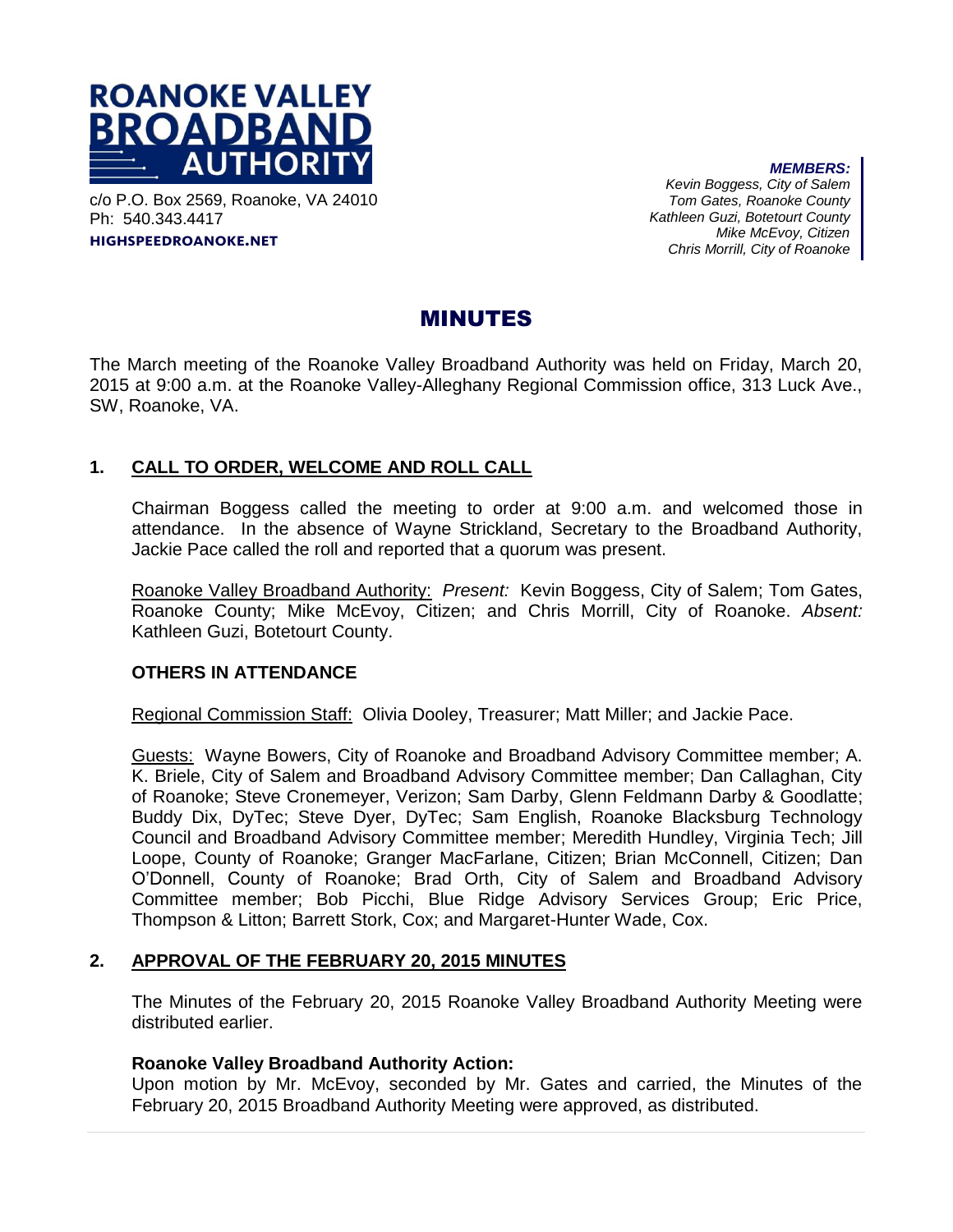# ROANOKE VALLEY BROADBAND AUTHORITY

c/o P.O. Box 2569, Roanoke, VA 24010
Ph: 540.343.4417
**HIGHSPEEDROANOKE.NET**

***MEMBERS:***
*Kevin Boggess, City of Salem*
*Tom Gates, Roanoke County*
*Kathleen Guzi, Botetourt County*
*Mike McEvoy, Citizen*
*Chris Morrill, City of Roanoke*

# MINUTES

The March meeting of the Roanoke Valley Broadband Authority was held on Friday, March 20, 2015 at 9:00 a.m. at the Roanoke Valley-Alleghany Regional Commission office, 313 Luck Ave., SW, Roanoke, VA.

## 1. CALL TO ORDER, WELCOME AND ROLL CALL

Chairman Boggess called the meeting to order at 9:00 a.m. and welcomed those in attendance. In the absence of Wayne Strickland, Secretary to the Broadband Authority, Jackie Pace called the roll and reported that a quorum was present.

Roanoke Valley Broadband Authority: *Present:* Kevin Boggess, City of Salem; Tom Gates, Roanoke County; Mike McEvoy, Citizen; and Chris Morrill, City of Roanoke. *Absent:* Kathleen Guzi, Botetourt County.

### OTHERS IN ATTENDANCE

Regional Commission Staff: Olivia Dooley, Treasurer; Matt Miller; and Jackie Pace.

Guests: Wayne Bowers, City of Roanoke and Broadband Advisory Committee member; A. K. Briele, City of Salem and Broadband Advisory Committee member; Dan Callaghan, City of Roanoke; Steve Cronemeyer, Verizon; Sam Darby, Glenn Feldmann Darby & Goodlatte; Buddy Dix, DyTec; Steve Dyer, DyTec; Sam English, Roanoke Blacksburg Technology Council and Broadband Advisory Committee member; Meredith Hundley, Virginia Tech; Jill Loope, County of Roanoke; Granger MacFarlane, Citizen; Brian McConnell, Citizen; Dan O'Donnell, County of Roanoke; Brad Orth, City of Salem and Broadband Advisory Committee member; Bob Picchi, Blue Ridge Advisory Services Group; Eric Price, Thompson & Litton; Barrett Stork, Cox; and Margaret-Hunter Wade, Cox.

## 2. APPROVAL OF THE FEBRUARY 20, 2015 MINUTES

The Minutes of the February 20, 2015 Roanoke Valley Broadband Authority Meeting were distributed earlier.

**Roanoke Valley Broadband Authority Action:**
Upon motion by Mr. McEvoy, seconded by Mr. Gates and carried, the Minutes of the February 20, 2015 Broadband Authority Meeting were approved, as distributed.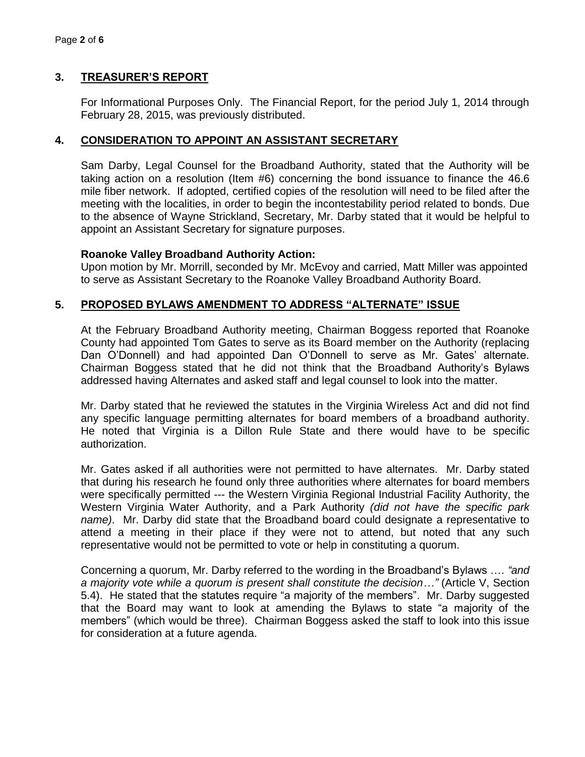## 3. TREASURER'S REPORT

For Informational Purposes Only. The Financial Report, for the period July 1, 2014 through February 28, 2015, was previously distributed.

## 4. CONSIDERATION TO APPOINT AN ASSISTANT SECRETARY

Sam Darby, Legal Counsel for the Broadband Authority, stated that the Authority will be taking action on a resolution (Item #6) concerning the bond issuance to finance the 46.6 mile fiber network. If adopted, certified copies of the resolution will need to be filed after the meeting with the localities, in order to begin the incontestability period related to bonds. Due to the absence of Wayne Strickland, Secretary, Mr. Darby stated that it would be helpful to appoint an Assistant Secretary for signature purposes.

**Roanoke Valley Broadband Authority Action:**
Upon motion by Mr. Morrill, seconded by Mr. McEvoy and carried, Matt Miller was appointed to serve as Assistant Secretary to the Roanoke Valley Broadband Authority Board.

## 5. PROPOSED BYLAWS AMENDMENT TO ADDRESS "ALTERNATE" ISSUE

At the February Broadband Authority meeting, Chairman Boggess reported that Roanoke County had appointed Tom Gates to serve as its Board member on the Authority (replacing Dan O'Donnell) and had appointed Dan O'Donnell to serve as Mr. Gates' alternate. Chairman Boggess stated that he did not think that the Broadband Authority's Bylaws addressed having Alternates and asked staff and legal counsel to look into the matter.

Mr. Darby stated that he reviewed the statutes in the Virginia Wireless Act and did not find any specific language permitting alternates for board members of a broadband authority. He noted that Virginia is a Dillon Rule State and there would have to be specific authorization.

Mr. Gates asked if all authorities were not permitted to have alternates. Mr. Darby stated that during his research he found only three authorities where alternates for board members were specifically permitted --- the Western Virginia Regional Industrial Facility Authority, the Western Virginia Water Authority, and a Park Authority *(did not have the specific park name)*. Mr. Darby did state that the Broadband board could designate a representative to attend a meeting in their place if they were not to attend, but noted that any such representative would not be permitted to vote or help in constituting a quorum.

Concerning a quorum, Mr. Darby referred to the wording in the Broadband's Bylaws …. *"and a majority vote while a quorum is present shall constitute the decision…"* (Article V, Section 5.4). He stated that the statutes require "a majority of the members". Mr. Darby suggested that the Board may want to look at amending the Bylaws to state "a majority of the members" (which would be three). Chairman Boggess asked the staff to look into this issue for consideration at a future agenda.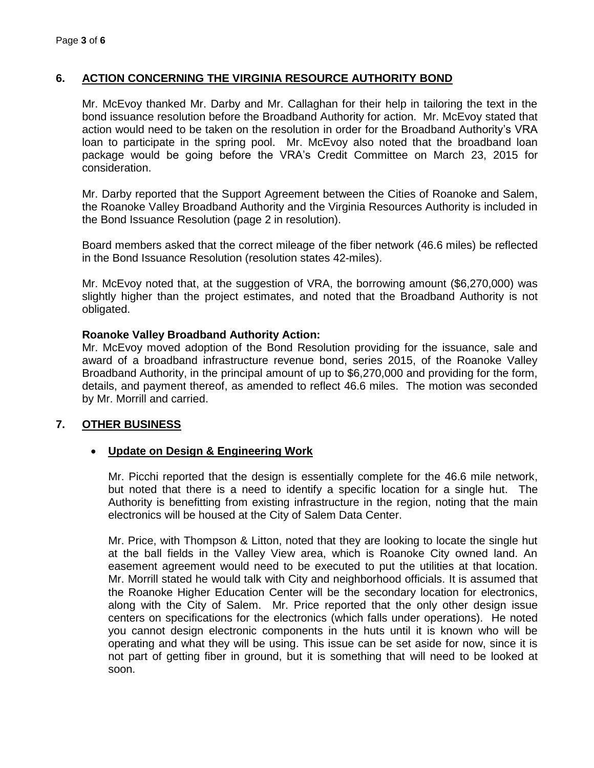## 6. ACTION CONCERNING THE VIRGINIA RESOURCE AUTHORITY BOND

Mr. McEvoy thanked Mr. Darby and Mr. Callaghan for their help in tailoring the text in the bond issuance resolution before the Broadband Authority for action. Mr. McEvoy stated that action would need to be taken on the resolution in order for the Broadband Authority's VRA loan to participate in the spring pool. Mr. McEvoy also noted that the broadband loan package would be going before the VRA's Credit Committee on March 23, 2015 for consideration.

Mr. Darby reported that the Support Agreement between the Cities of Roanoke and Salem, the Roanoke Valley Broadband Authority and the Virginia Resources Authority is included in the Bond Issuance Resolution (page 2 in resolution).

Board members asked that the correct mileage of the fiber network (46.6 miles) be reflected in the Bond Issuance Resolution (resolution states 42-miles).

Mr. McEvoy noted that, at the suggestion of VRA, the borrowing amount ($6,270,000) was slightly higher than the project estimates, and noted that the Broadband Authority is not obligated.

**Roanoke Valley Broadband Authority Action:**
Mr. McEvoy moved adoption of the Bond Resolution providing for the issuance, sale and award of a broadband infrastructure revenue bond, series 2015, of the Roanoke Valley Broadband Authority, in the principal amount of up to $6,270,000 and providing for the form, details, and payment thereof, as amended to reflect 46.6 miles. The motion was seconded by Mr. Morrill and carried.

## 7. OTHER BUSINESS

- **Update on Design & Engineering Work**

  Mr. Picchi reported that the design is essentially complete for the 46.6 mile network, but noted that there is a need to identify a specific location for a single hut. The Authority is benefitting from existing infrastructure in the region, noting that the main electronics will be housed at the City of Salem Data Center.

  Mr. Price, with Thompson & Litton, noted that they are looking to locate the single hut at the ball fields in the Valley View area, which is Roanoke City owned land. An easement agreement would need to be executed to put the utilities at that location. Mr. Morrill stated he would talk with City and neighborhood officials. It is assumed that the Roanoke Higher Education Center will be the secondary location for electronics, along with the City of Salem. Mr. Price reported that the only other design issue centers on specifications for the electronics (which falls under operations). He noted you cannot design electronic components in the huts until it is known who will be operating and what they will be using. This issue can be set aside for now, since it is not part of getting fiber in ground, but it is something that will need to be looked at soon.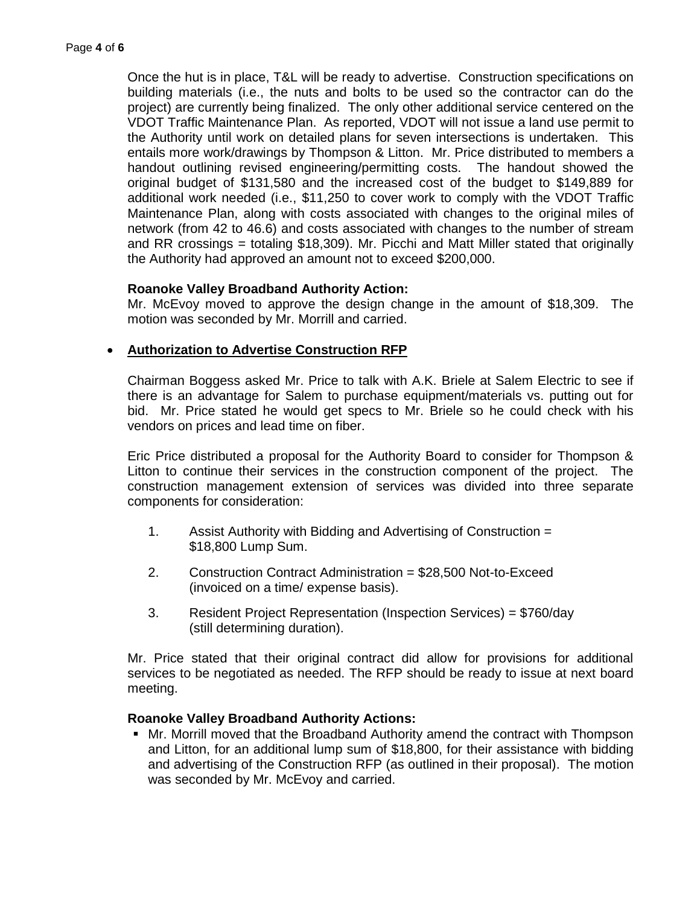Once the hut is in place, T&L will be ready to advertise. Construction specifications on building materials (i.e., the nuts and bolts to be used so the contractor can do the project) are currently being finalized. The only other additional service centered on the VDOT Traffic Maintenance Plan. As reported, VDOT will not issue a land use permit to the Authority until work on detailed plans for seven intersections is undertaken. This entails more work/drawings by Thompson & Litton. Mr. Price distributed to members a handout outlining revised engineering/permitting costs. The handout showed the original budget of $131,580 and the increased cost of the budget to $149,889 for additional work needed (i.e., $11,250 to cover work to comply with the VDOT Traffic Maintenance Plan, along with costs associated with changes to the original miles of network (from 42 to 46.6) and costs associated with changes to the number of stream and RR crossings = totaling $18,309). Mr. Picchi and Matt Miller stated that originally the Authority had approved an amount not to exceed $200,000.

**Roanoke Valley Broadband Authority Action:**
Mr. McEvoy moved to approve the design change in the amount of $18,309. The motion was seconded by Mr. Morrill and carried.

- **Authorization to Advertise Construction RFP**

Chairman Boggess asked Mr. Price to talk with A.K. Briele at Salem Electric to see if there is an advantage for Salem to purchase equipment/materials vs. putting out for bid. Mr. Price stated he would get specs to Mr. Briele so he could check with his vendors on prices and lead time on fiber.

Eric Price distributed a proposal for the Authority Board to consider for Thompson & Litton to continue their services in the construction component of the project. The construction management extension of services was divided into three separate components for consideration:

1. Assist Authority with Bidding and Advertising of Construction = $18,800 Lump Sum.
2. Construction Contract Administration = $28,500 Not-to-Exceed (invoiced on a time/ expense basis).
3. Resident Project Representation (Inspection Services) = $760/day (still determining duration).

Mr. Price stated that their original contract did allow for provisions for additional services to be negotiated as needed. The RFP should be ready to issue at next board meeting.

**Roanoke Valley Broadband Authority Actions:**

- Mr. Morrill moved that the Broadband Authority amend the contract with Thompson and Litton, for an additional lump sum of $18,800, for their assistance with bidding and advertising of the Construction RFP (as outlined in their proposal). The motion was seconded by Mr. McEvoy and carried.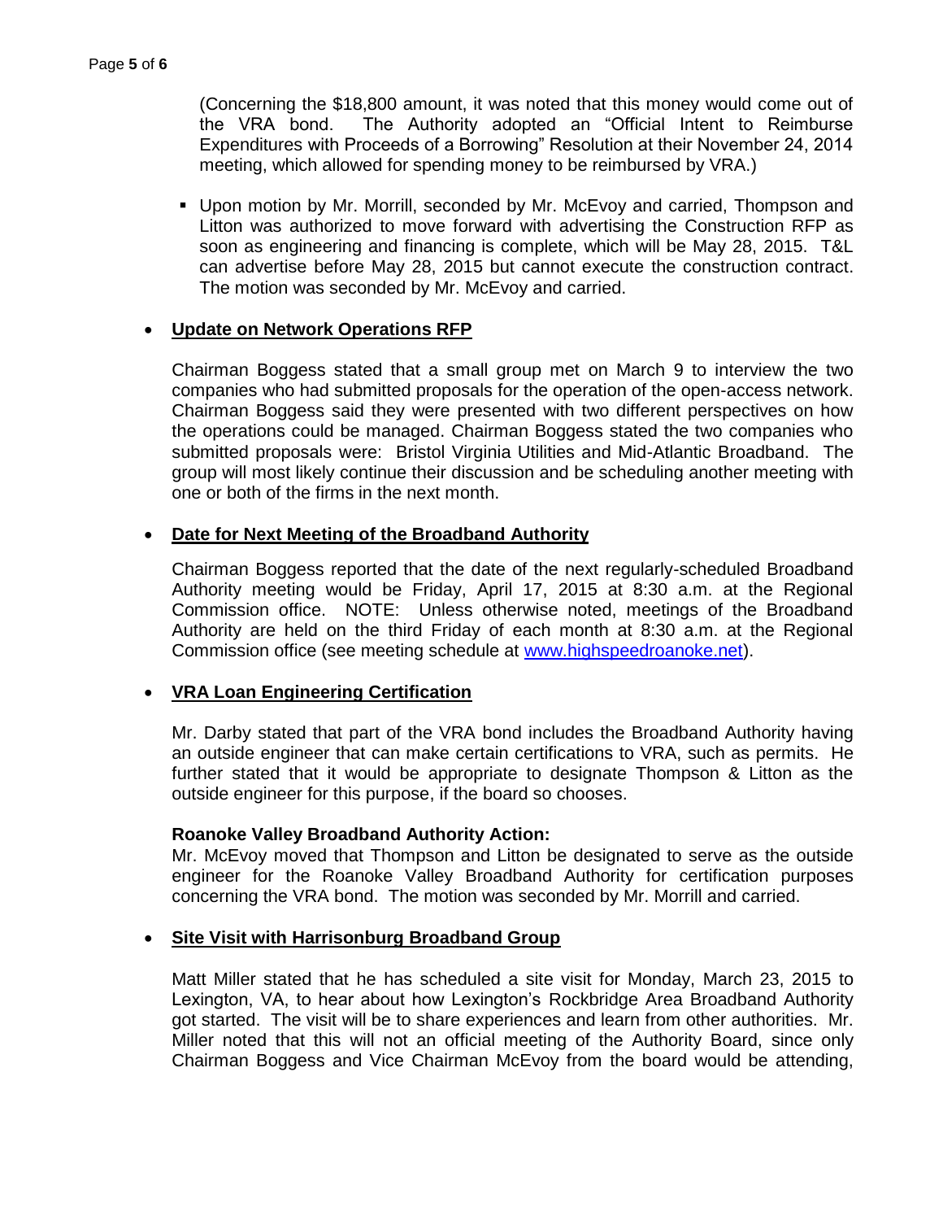(Concerning the $18,800 amount, it was noted that this money would come out of the VRA bond. The Authority adopted an "Official Intent to Reimburse Expenditures with Proceeds of a Borrowing" Resolution at their November 24, 2014 meeting, which allowed for spending money to be reimbursed by VRA.)

- Upon motion by Mr. Morrill, seconded by Mr. McEvoy and carried, Thompson and Litton was authorized to move forward with advertising the Construction RFP as soon as engineering and financing is complete, which will be May 28, 2015. T&L can advertise before May 28, 2015 but cannot execute the construction contract. The motion was seconded by Mr. McEvoy and carried.

- **Update on Network Operations RFP**

  Chairman Boggess stated that a small group met on March 9 to interview the two companies who had submitted proposals for the operation of the open-access network. Chairman Boggess said they were presented with two different perspectives on how the operations could be managed. Chairman Boggess stated the two companies who submitted proposals were: Bristol Virginia Utilities and Mid-Atlantic Broadband. The group will most likely continue their discussion and be scheduling another meeting with one or both of the firms in the next month.

- **Date for Next Meeting of the Broadband Authority**

  Chairman Boggess reported that the date of the next regularly-scheduled Broadband Authority meeting would be Friday, April 17, 2015 at 8:30 a.m. at the Regional Commission office. NOTE: Unless otherwise noted, meetings of the Broadband Authority are held on the third Friday of each month at 8:30 a.m. at the Regional Commission office (see meeting schedule at www.highspeedroanoke.net).

- **VRA Loan Engineering Certification**

  Mr. Darby stated that part of the VRA bond includes the Broadband Authority having an outside engineer that can make certain certifications to VRA, such as permits. He further stated that it would be appropriate to designate Thompson & Litton as the outside engineer for this purpose, if the board so chooses.

  **Roanoke Valley Broadband Authority Action:**
  Mr. McEvoy moved that Thompson and Litton be designated to serve as the outside engineer for the Roanoke Valley Broadband Authority for certification purposes concerning the VRA bond. The motion was seconded by Mr. Morrill and carried.

- **Site Visit with Harrisonburg Broadband Group**

  Matt Miller stated that he has scheduled a site visit for Monday, March 23, 2015 to Lexington, VA, to hear about how Lexington's Rockbridge Area Broadband Authority got started. The visit will be to share experiences and learn from other authorities. Mr. Miller noted that this will not an official meeting of the Authority Board, since only Chairman Boggess and Vice Chairman McEvoy from the board would be attending,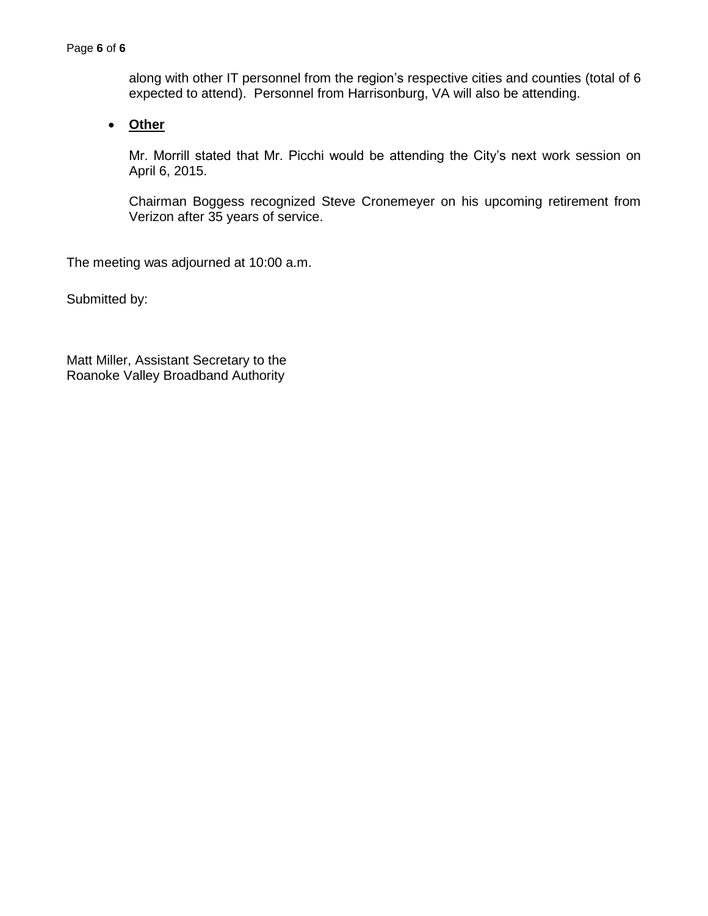along with other IT personnel from the region's respective cities and counties (total of 6 expected to attend). Personnel from Harrisonburg, VA will also be attending.

- **Other**

  Mr. Morrill stated that Mr. Picchi would be attending the City's next work session on April 6, 2015.

  Chairman Boggess recognized Steve Cronemeyer on his upcoming retirement from Verizon after 35 years of service.

The meeting was adjourned at 10:00 a.m.

Submitted by:

Matt Miller, Assistant Secretary to the
Roanoke Valley Broadband Authority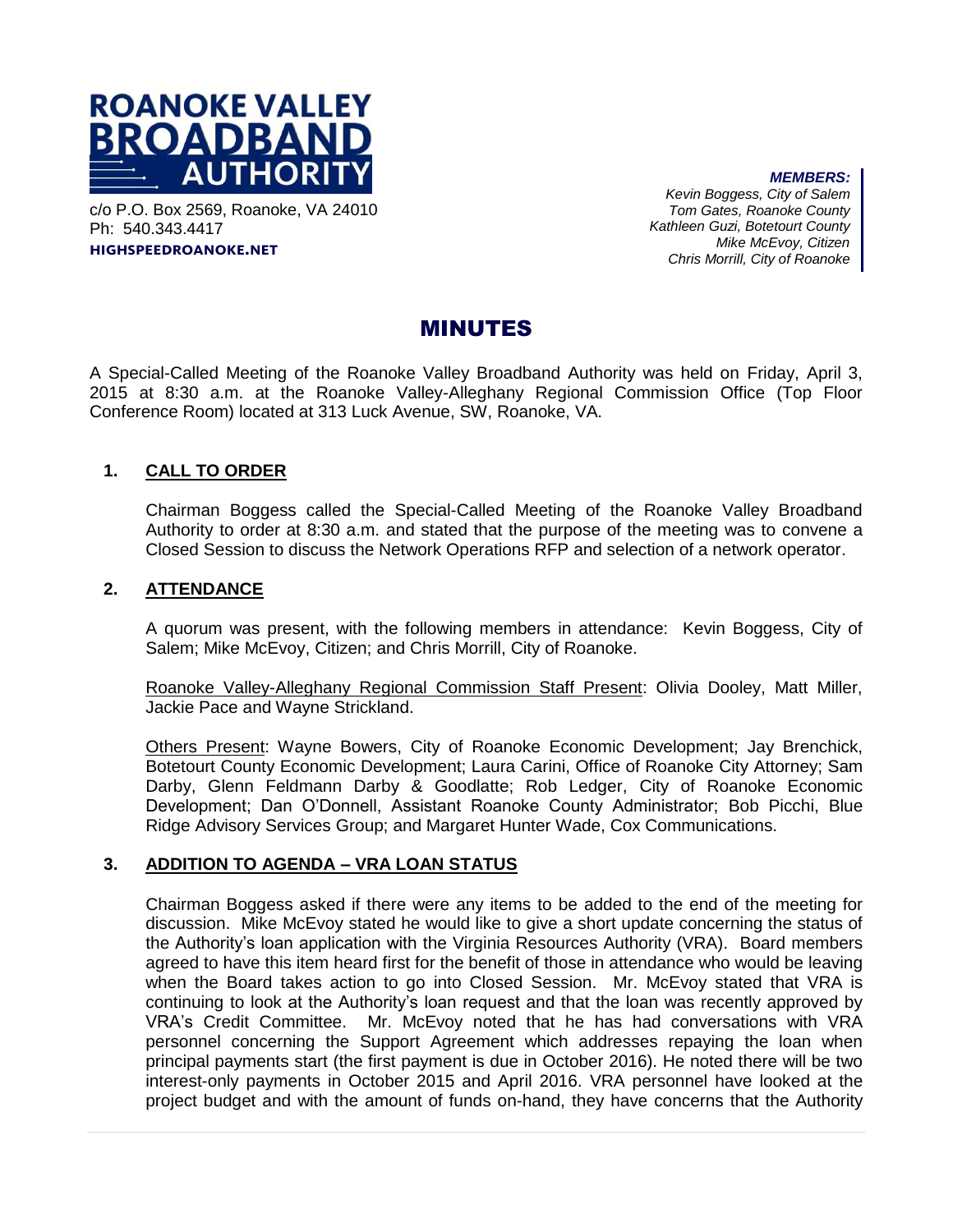**ROANOKE VALLEY BROADBAND AUTHORITY**

c/o P.O. Box 2569, Roanoke, VA 24010
Ph: 540.343.4417
**HIGHSPEEDROANOKE.NET**

***MEMBERS:***
*Kevin Boggess, City of Salem*
*Tom Gates, Roanoke County*
*Kathleen Guzi, Botetourt County*
*Mike McEvoy, Citizen*
*Chris Morrill, City of Roanoke*

# MINUTES

A Special-Called Meeting of the Roanoke Valley Broadband Authority was held on Friday, April 3, 2015 at 8:30 a.m. at the Roanoke Valley-Alleghany Regional Commission Office (Top Floor Conference Room) located at 313 Luck Avenue, SW, Roanoke, VA.

## 1. CALL TO ORDER

Chairman Boggess called the Special-Called Meeting of the Roanoke Valley Broadband Authority to order at 8:30 a.m. and stated that the purpose of the meeting was to convene a Closed Session to discuss the Network Operations RFP and selection of a network operator.

## 2. ATTENDANCE

A quorum was present, with the following members in attendance: Kevin Boggess, City of Salem; Mike McEvoy, Citizen; and Chris Morrill, City of Roanoke.

Roanoke Valley-Alleghany Regional Commission Staff Present: Olivia Dooley, Matt Miller, Jackie Pace and Wayne Strickland.

Others Present: Wayne Bowers, City of Roanoke Economic Development; Jay Brenchick, Botetourt County Economic Development; Laura Carini, Office of Roanoke City Attorney; Sam Darby, Glenn Feldmann Darby & Goodlatte; Rob Ledger, City of Roanoke Economic Development; Dan O'Donnell, Assistant Roanoke County Administrator; Bob Picchi, Blue Ridge Advisory Services Group; and Margaret Hunter Wade, Cox Communications.

## 3. ADDITION TO AGENDA – VRA LOAN STATUS

Chairman Boggess asked if there were any items to be added to the end of the meeting for discussion. Mike McEvoy stated he would like to give a short update concerning the status of the Authority's loan application with the Virginia Resources Authority (VRA). Board members agreed to have this item heard first for the benefit of those in attendance who would be leaving when the Board takes action to go into Closed Session. Mr. McEvoy stated that VRA is continuing to look at the Authority's loan request and that the loan was recently approved by VRA's Credit Committee. Mr. McEvoy noted that he has had conversations with VRA personnel concerning the Support Agreement which addresses repaying the loan when principal payments start (the first payment is due in October 2016). He noted there will be two interest-only payments in October 2015 and April 2016. VRA personnel have looked at the project budget and with the amount of funds on-hand, they have concerns that the Authority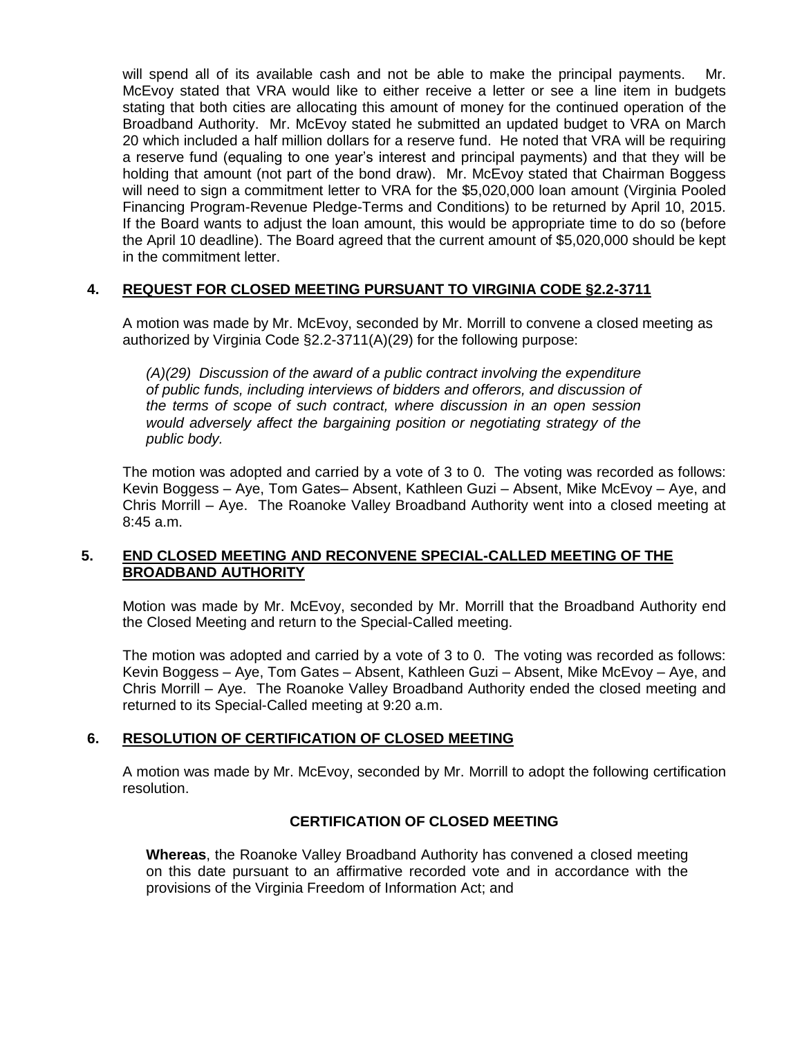will spend all of its available cash and not be able to make the principal payments. Mr. McEvoy stated that VRA would like to either receive a letter or see a line item in budgets stating that both cities are allocating this amount of money for the continued operation of the Broadband Authority. Mr. McEvoy stated he submitted an updated budget to VRA on March 20 which included a half million dollars for a reserve fund. He noted that VRA will be requiring a reserve fund (equaling to one year's interest and principal payments) and that they will be holding that amount (not part of the bond draw). Mr. McEvoy stated that Chairman Boggess will need to sign a commitment letter to VRA for the $5,020,000 loan amount (Virginia Pooled Financing Program-Revenue Pledge-Terms and Conditions) to be returned by April 10, 2015. If the Board wants to adjust the loan amount, this would be appropriate time to do so (before the April 10 deadline). The Board agreed that the current amount of $5,020,000 should be kept in the commitment letter.

## 4. REQUEST FOR CLOSED MEETING PURSUANT TO VIRGINIA CODE §2.2-3711

A motion was made by Mr. McEvoy, seconded by Mr. Morrill to convene a closed meeting as authorized by Virginia Code §2.2-3711(A)(29) for the following purpose:

> *(A)(29) Discussion of the award of a public contract involving the expenditure of public funds, including interviews of bidders and offerors, and discussion of the terms of scope of such contract, where discussion in an open session would adversely affect the bargaining position or negotiating strategy of the public body.*

The motion was adopted and carried by a vote of 3 to 0. The voting was recorded as follows: Kevin Boggess – Aye, Tom Gates– Absent, Kathleen Guzi – Absent, Mike McEvoy – Aye, and Chris Morrill – Aye. The Roanoke Valley Broadband Authority went into a closed meeting at 8:45 a.m.

## 5. END CLOSED MEETING AND RECONVENE SPECIAL-CALLED MEETING OF THE BROADBAND AUTHORITY

Motion was made by Mr. McEvoy, seconded by Mr. Morrill that the Broadband Authority end the Closed Meeting and return to the Special-Called meeting.

The motion was adopted and carried by a vote of 3 to 0. The voting was recorded as follows: Kevin Boggess – Aye, Tom Gates – Absent, Kathleen Guzi – Absent, Mike McEvoy – Aye, and Chris Morrill – Aye. The Roanoke Valley Broadband Authority ended the closed meeting and returned to its Special-Called meeting at 9:20 a.m.

## 6. RESOLUTION OF CERTIFICATION OF CLOSED MEETING

A motion was made by Mr. McEvoy, seconded by Mr. Morrill to adopt the following certification resolution.

### CERTIFICATION OF CLOSED MEETING

**Whereas**, the Roanoke Valley Broadband Authority has convened a closed meeting on this date pursuant to an affirmative recorded vote and in accordance with the provisions of the Virginia Freedom of Information Act; and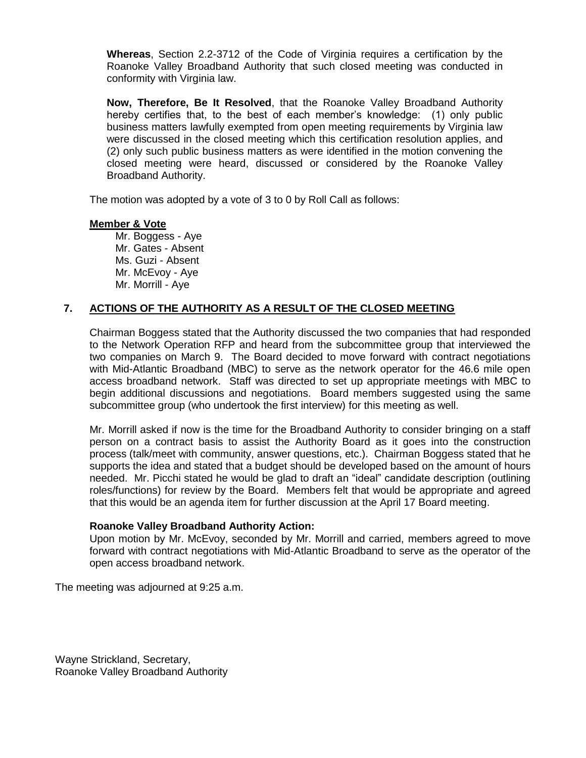**Whereas**, Section 2.2-3712 of the Code of Virginia requires a certification by the Roanoke Valley Broadband Authority that such closed meeting was conducted in conformity with Virginia law.

**Now, Therefore, Be It Resolved**, that the Roanoke Valley Broadband Authority hereby certifies that, to the best of each member's knowledge: (1) only public business matters lawfully exempted from open meeting requirements by Virginia law were discussed in the closed meeting which this certification resolution applies, and (2) only such public business matters as were identified in the motion convening the closed meeting were heard, discussed or considered by the Roanoke Valley Broadband Authority.

The motion was adopted by a vote of 3 to 0 by Roll Call as follows:

**Member & Vote**

Mr. Boggess - Aye
Mr. Gates - Absent
Ms. Guzi - Absent
Mr. McEvoy - Aye
Mr. Morrill - Aye

## 7. ACTIONS OF THE AUTHORITY AS A RESULT OF THE CLOSED MEETING

Chairman Boggess stated that the Authority discussed the two companies that had responded to the Network Operation RFP and heard from the subcommittee group that interviewed the two companies on March 9. The Board decided to move forward with contract negotiations with Mid-Atlantic Broadband (MBC) to serve as the network operator for the 46.6 mile open access broadband network. Staff was directed to set up appropriate meetings with MBC to begin additional discussions and negotiations. Board members suggested using the same subcommittee group (who undertook the first interview) for this meeting as well.

Mr. Morrill asked if now is the time for the Broadband Authority to consider bringing on a staff person on a contract basis to assist the Authority Board as it goes into the construction process (talk/meet with community, answer questions, etc.). Chairman Boggess stated that he supports the idea and stated that a budget should be developed based on the amount of hours needed. Mr. Picchi stated he would be glad to draft an "ideal" candidate description (outlining roles/functions) for review by the Board. Members felt that would be appropriate and agreed that this would be an agenda item for further discussion at the April 17 Board meeting.

**Roanoke Valley Broadband Authority Action:**
Upon motion by Mr. McEvoy, seconded by Mr. Morrill and carried, members agreed to move forward with contract negotiations with Mid-Atlantic Broadband to serve as the operator of the open access broadband network.

The meeting was adjourned at 9:25 a.m.

Wayne Strickland, Secretary,
Roanoke Valley Broadband Authority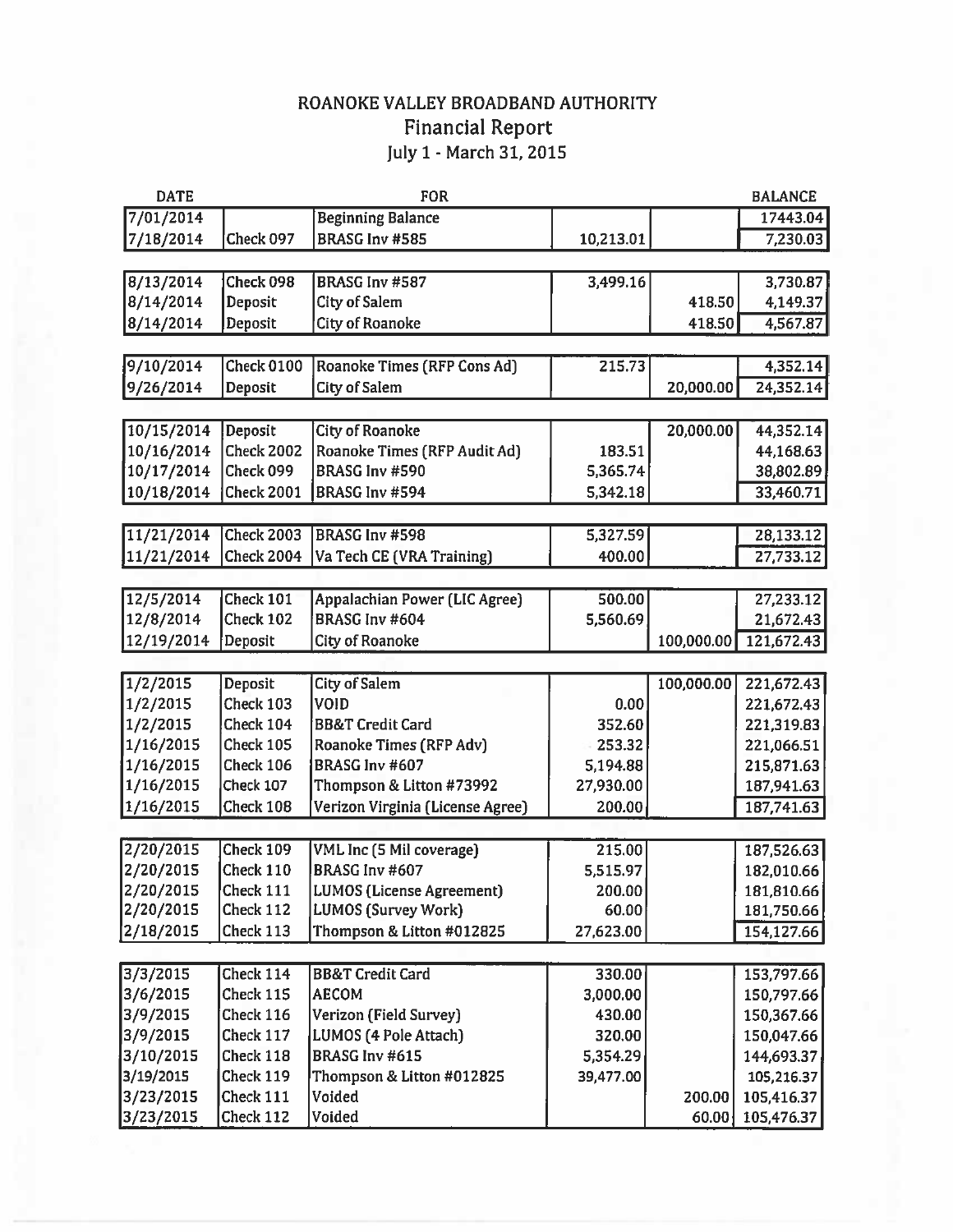# ROANOKE VALLEY BROADBAND AUTHORITY

## Financial Report

### July 1 - March 31, 2015

| DATE | | FOR | | | BALANCE |
|---|---|---|---|---|---|
| 7/01/2014 | | Beginning Balance | | | 17443.04 |
| 7/18/2014 | Check 097 | BRASG Inv #585 | 10,213.01 | | 7,230.03 |
| 8/13/2014 | Check 098 | BRASG Inv #587 | 3,499.16 | | 3,730.87 |
| 8/14/2014 | Deposit | City of Salem | | 418.50 | 4,149.37 |
| 8/14/2014 | Deposit | City of Roanoke | | 418.50 | 4,567.87 |
| 9/10/2014 | Check 0100 | Roanoke Times (RFP Cons Ad) | 215.73 | | 4,352.14 |
| 9/26/2014 | Deposit | City of Salem | | 20,000.00 | 24,352.14 |
| 10/15/2014 | Deposit | City of Roanoke | | 20,000.00 | 44,352.14 |
| 10/16/2014 | Check 2002 | Roanoke Times (RFP Audit Ad) | 183.51 | | 44,168.63 |
| 10/17/2014 | Check 099 | BRASG Inv #590 | 5,365.74 | | 38,802.89 |
| 10/18/2014 | Check 2001 | BRASG Inv #594 | 5,342.18 | | 33,460.71 |
| 11/21/2014 | Check 2003 | BRASG Inv #598 | 5,327.59 | | 28,133.12 |
| 11/21/2014 | Check 2004 | Va Tech CE (VRA Training) | 400.00 | | 27,733.12 |
| 12/5/2014 | Check 101 | Appalachian Power (LIC Agree) | 500.00 | | 27,233.12 |
| 12/8/2014 | Check 102 | BRASG Inv #604 | 5,560.69 | | 21,672.43 |
| 12/19/2014 | Deposit | City of Roanoke | | 100,000.00 | 121,672.43 |
| 1/2/2015 | Deposit | City of Salem | | 100,000.00 | 221,672.43 |
| 1/2/2015 | Check 103 | VOID | 0.00 | | 221,672.43 |
| 1/2/2015 | Check 104 | BB&T Credit Card | 352.60 | | 221,319.83 |
| 1/16/2015 | Check 105 | Roanoke Times (RFP Adv) | 253.32 | | 221,066.51 |
| 1/16/2015 | Check 106 | BRASG Inv #607 | 5,194.88 | | 215,871.63 |
| 1/16/2015 | Check 107 | Thompson & Litton #73992 | 27,930.00 | | 187,941.63 |
| 1/16/2015 | Check 108 | Verizon Virginia (License Agree) | 200.00 | | 187,741.63 |
| 2/20/2015 | Check 109 | VML Inc (5 Mil coverage) | 215.00 | | 187,526.63 |
| 2/20/2015 | Check 110 | BRASG Inv #607 | 5,515.97 | | 182,010.66 |
| 2/20/2015 | Check 111 | LUMOS (License Agreement) | 200.00 | | 181,810.66 |
| 2/20/2015 | Check 112 | LUMOS (Survey Work) | 60.00 | | 181,750.66 |
| 2/18/2015 | Check 113 | Thompson & Litton #012825 | 27,623.00 | | 154,127.66 |
| 3/3/2015 | Check 114 | BB&T Credit Card | 330.00 | | 153,797.66 |
| 3/6/2015 | Check 115 | AECOM | 3,000.00 | | 150,797.66 |
| 3/9/2015 | Check 116 | Verizon (Field Survey) | 430.00 | | 150,367.66 |
| 3/9/2015 | Check 117 | LUMOS (4 Pole Attach) | 320.00 | | 150,047.66 |
| 3/10/2015 | Check 118 | BRASG Inv #615 | 5,354.29 | | 144,693.37 |
| 3/19/2015 | Check 119 | Thompson & Litton #012825 | 39,477.00 | | 105,216.37 |
| 3/23/2015 | Check 111 | Voided | | 200.00 | 105,416.37 |
| 3/23/2015 | Check 112 | Voided | | 60.00 | 105,476.37 |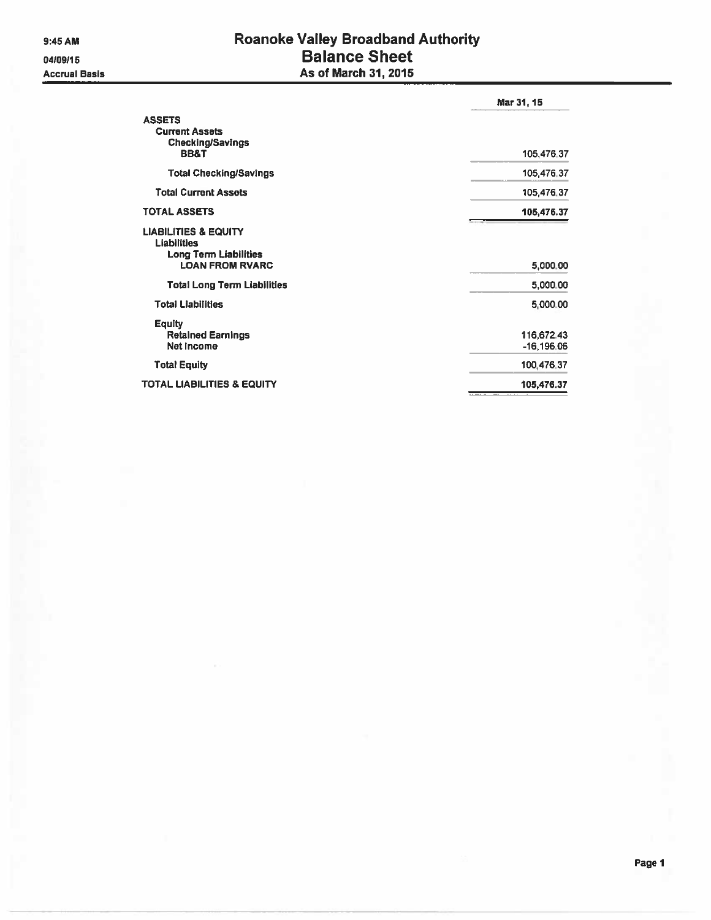9:45 AM
04/09/15
Accrual Basis

# Roanoke Valley Broadband Authority
## Balance Sheet
### As of March 31, 2015

| | Mar 31, 15 |
|---|---|
| **ASSETS** | |
| **Current Assets** | |
| **Checking/Savings** | |
| **BB&T** | 105,476.37 |
| **Total Checking/Savings** | 105,476.37 |
| **Total Current Assets** | 105,476.37 |
| **TOTAL ASSETS** | **105,476.37** |
| **LIABILITIES & EQUITY** | |
| **Liabilities** | |
| **Long Term Liabilities** | |
| **LOAN FROM RVARC** | 5,000.00 |
| **Total Long Term Liabilities** | 5,000.00 |
| **Total Liabilities** | 5,000.00 |
| **Equity** | |
| **Retained Earnings** | 116,672.43 |
| **Net Income** | -16,196.06 |
| **Total Equity** | 100,476.37 |
| **TOTAL LIABILITIES & EQUITY** | **105,476.37** |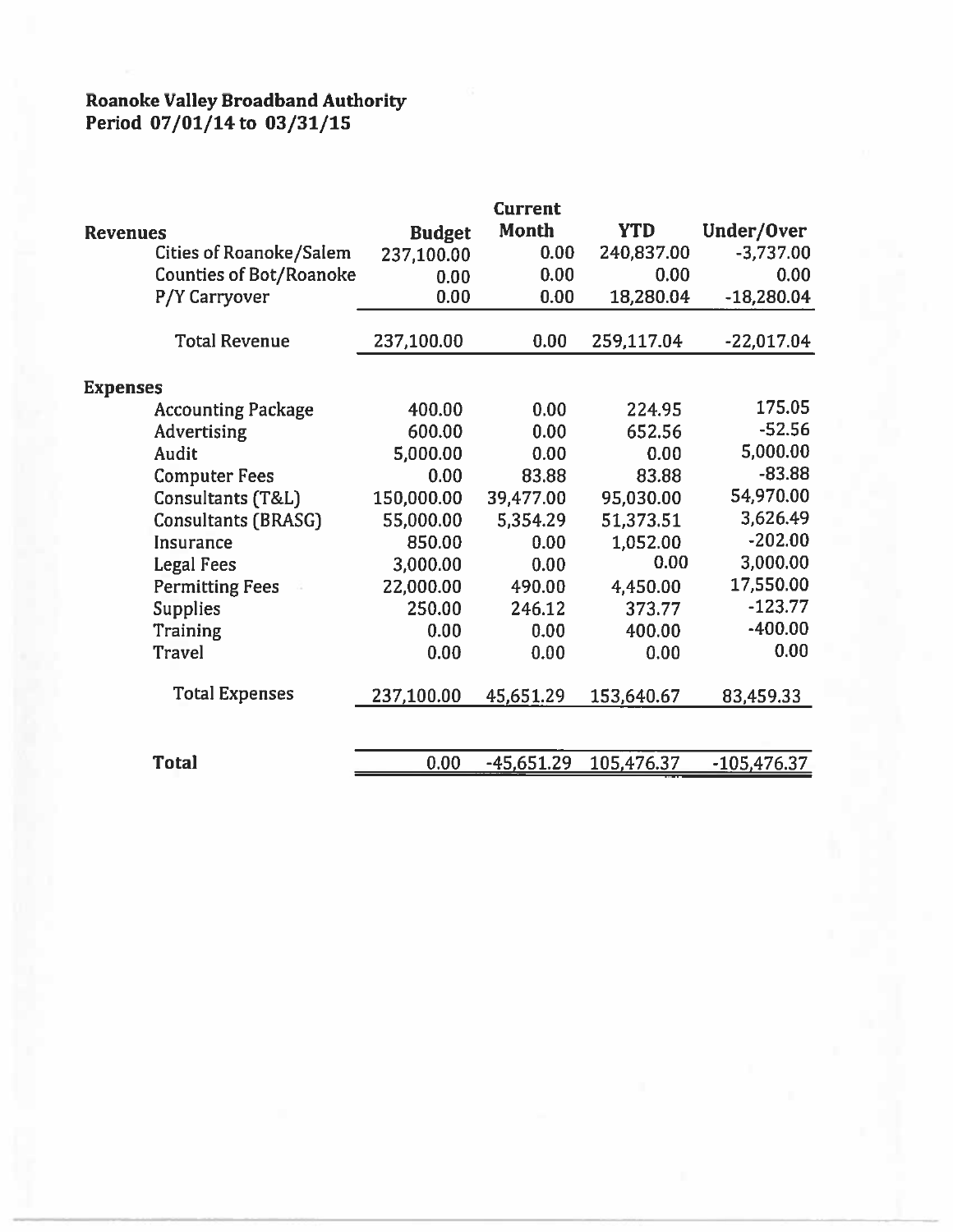**Roanoke Valley Broadband Authority**
**Period 07/01/14 to 03/31/15**

| | Budget | Current Month | YTD | Under/Over |
|---|---|---|---|---|
| **Revenues** | | | | |
| Cities of Roanoke/Salem | 237,100.00 | 0.00 | 240,837.00 | -3,737.00 |
| Counties of Bot/Roanoke | 0.00 | 0.00 | 0.00 | 0.00 |
| P/Y Carryover | 0.00 | 0.00 | 18,280.04 | -18,280.04 |
| Total Revenue | 237,100.00 | 0.00 | 259,117.04 | -22,017.04 |
| **Expenses** | | | | |
| Accounting Package | 400.00 | 0.00 | 224.95 | 175.05 |
| Advertising | 600.00 | 0.00 | 652.56 | -52.56 |
| Audit | 5,000.00 | 0.00 | 0.00 | 5,000.00 |
| Computer Fees | 0.00 | 83.88 | 83.88 | -83.88 |
| Consultants (T&L) | 150,000.00 | 39,477.00 | 95,030.00 | 54,970.00 |
| Consultants (BRASG) | 55,000.00 | 5,354.29 | 51,373.51 | 3,626.49 |
| Insurance | 850.00 | 0.00 | 1,052.00 | -202.00 |
| Legal Fees | 3,000.00 | 0.00 | 0.00 | 3,000.00 |
| Permitting Fees | 22,000.00 | 490.00 | 4,450.00 | 17,550.00 |
| Supplies | 250.00 | 246.12 | 373.77 | -123.77 |
| Training | 0.00 | 0.00 | 400.00 | -400.00 |
| Travel | 0.00 | 0.00 | 0.00 | 0.00 |
| Total Expenses | 237,100.00 | 45,651.29 | 153,640.67 | 83,459.33 |
| **Total** | 0.00 | -45,651.29 | 105,476.37 | -105,476.37 |